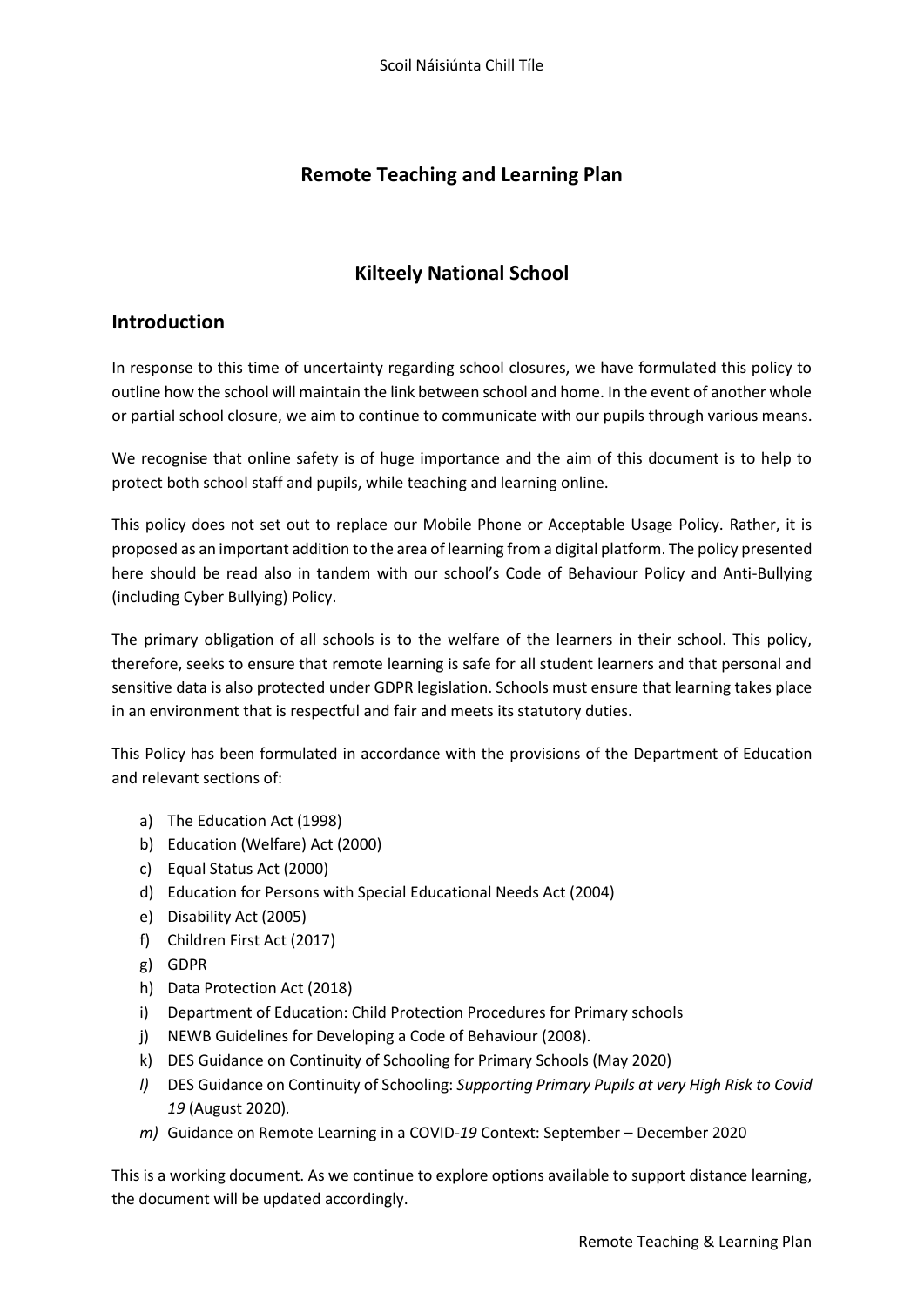Scoil Náisiúnta Chill Tíle

# Remote Teaching and Learning Plan

# Kilteely National School

## Introduction

In response to this time of uncertainty regarding school closures, we have formulated this policy to outline how the school will maintain the link between school and home. In the event of another whole or partial school closure, we aim to continue to communicate with our pupils through various means.

We recognise that online safety is of huge importance and the aim of this document is to help to protect both school staff and pupils, while teaching and learning online.

This policy does not set out to replace our Mobile Phone or Acceptable Usage Policy. Rather, it is proposed as an important addition to the area of learning from a digital platform. The policy presented here should be read also in tandem with our school's Code of Behaviour Policy and Anti-Bullying (including Cyber Bullying) Policy.

The primary obligation of all schools is to the welfare of the learners in their school. This policy, therefore, seeks to ensure that remote learning is safe for all student learners and that personal and sensitive data is also protected under GDPR legislation. Schools must ensure that learning takes place in an environment that is respectful and fair and meets its statutory duties.

This Policy has been formulated in accordance with the provisions of the Department of Education and relevant sections of:

a) The Education Act (1998)
b) Education (Welfare) Act (2000)
c) Equal Status Act (2000)
d) Education for Persons with Special Educational Needs Act (2004)
e) Disability Act (2005)
f) Children First Act (2017)
g) GDPR
h) Data Protection Act (2018)
i) Department of Education: Child Protection Procedures for Primary schools
j) NEWB Guidelines for Developing a Code of Behaviour (2008).
k) DES Guidance on Continuity of Schooling for Primary Schools (May 2020)
*l)* DES Guidance on Continuity of Schooling: *Supporting Primary Pupils at very High Risk to Covid 19* (August 2020).
*m)* Guidance on Remote Learning in a COVID-*19* Context: September – December 2020

This is a working document. As we continue to explore options available to support distance learning, the document will be updated accordingly.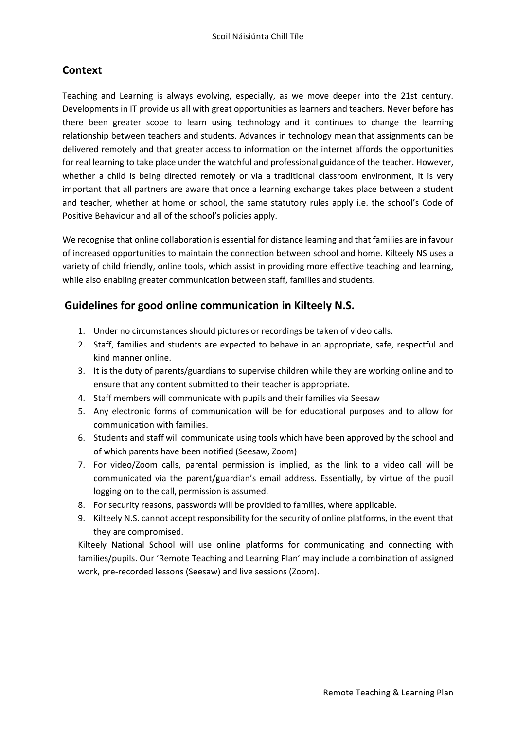## Context

Teaching and Learning is always evolving, especially, as we move deeper into the 21st century. Developments in IT provide us all with great opportunities as learners and teachers. Never before has there been greater scope to learn using technology and it continues to change the learning relationship between teachers and students. Advances in technology mean that assignments can be delivered remotely and that greater access to information on the internet affords the opportunities for real learning to take place under the watchful and professional guidance of the teacher. However, whether a child is being directed remotely or via a traditional classroom environment, it is very important that all partners are aware that once a learning exchange takes place between a student and teacher, whether at home or school, the same statutory rules apply i.e. the school's Code of Positive Behaviour and all of the school's policies apply.

We recognise that online collaboration is essential for distance learning and that families are in favour of increased opportunities to maintain the connection between school and home. Kilteely NS uses a variety of child friendly, online tools, which assist in providing more effective teaching and learning, while also enabling greater communication between staff, families and students.

## Guidelines for good online communication in Kilteely N.S.

1. Under no circumstances should pictures or recordings be taken of video calls.
2. Staff, families and students are expected to behave in an appropriate, safe, respectful and kind manner online.
3. It is the duty of parents/guardians to supervise children while they are working online and to ensure that any content submitted to their teacher is appropriate.
4. Staff members will communicate with pupils and their families via Seesaw
5. Any electronic forms of communication will be for educational purposes and to allow for communication with families.
6. Students and staff will communicate using tools which have been approved by the school and of which parents have been notified (Seesaw, Zoom)
7. For video/Zoom calls, parental permission is implied, as the link to a video call will be communicated via the parent/guardian's email address. Essentially, by virtue of the pupil logging on to the call, permission is assumed.
8. For security reasons, passwords will be provided to families, where applicable.
9. Kilteely N.S. cannot accept responsibility for the security of online platforms, in the event that they are compromised.

Kilteely National School will use online platforms for communicating and connecting with families/pupils. Our 'Remote Teaching and Learning Plan' may include a combination of assigned work, pre-recorded lessons (Seesaw) and live sessions (Zoom).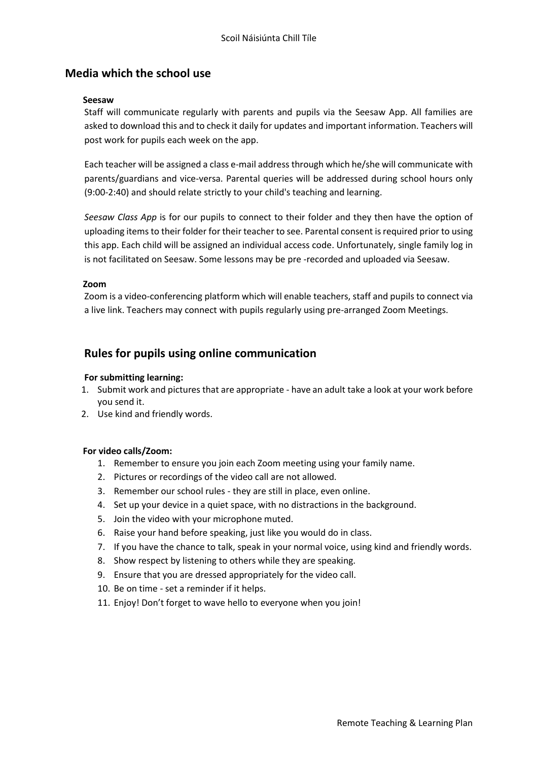## Media which the school use

**Seesaw**

Staff will communicate regularly with parents and pupils via the Seesaw App. All families are asked to download this and to check it daily for updates and important information. Teachers will post work for pupils each week on the app.

Each teacher will be assigned a class e-mail address through which he/she will communicate with parents/guardians and vice-versa. Parental queries will be addressed during school hours only (9:00-2:40) and should relate strictly to your child's teaching and learning.

*Seesaw Class App* is for our pupils to connect to their folder and they then have the option of uploading items to their folder for their teacher to see. Parental consent is required prior to using this app. Each child will be assigned an individual access code. Unfortunately, single family log in is not facilitated on Seesaw. Some lessons may be pre -recorded and uploaded via Seesaw.

**Zoom**

Zoom is a video-conferencing platform which will enable teachers, staff and pupils to connect via a live link. Teachers may connect with pupils regularly using pre-arranged Zoom Meetings.

## Rules for pupils using online communication

**For submitting learning:**

1. Submit work and pictures that are appropriate - have an adult take a look at your work before you send it.
2. Use kind and friendly words.

**For video calls/Zoom:**

1. Remember to ensure you join each Zoom meeting using your family name.
2. Pictures or recordings of the video call are not allowed.
3. Remember our school rules - they are still in place, even online.
4. Set up your device in a quiet space, with no distractions in the background.
5. Join the video with your microphone muted.
6. Raise your hand before speaking, just like you would do in class.
7. If you have the chance to talk, speak in your normal voice, using kind and friendly words.
8. Show respect by listening to others while they are speaking.
9. Ensure that you are dressed appropriately for the video call.
10. Be on time - set a reminder if it helps.
11. Enjoy! Don't forget to wave hello to everyone when you join!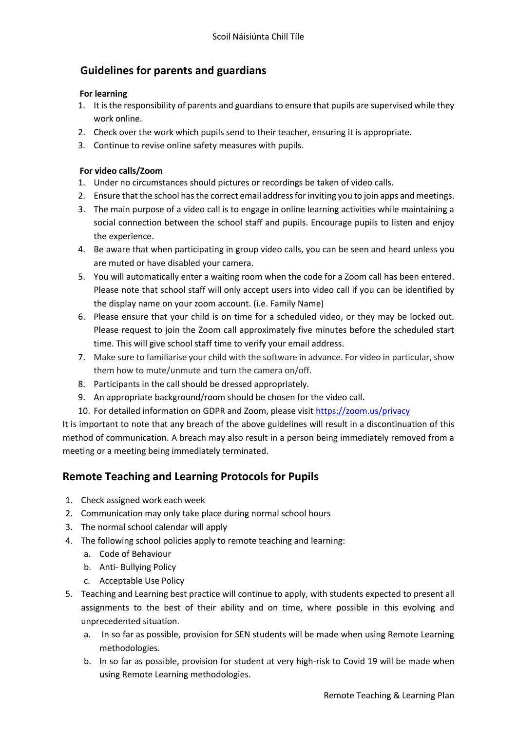## Guidelines for parents and guardians

**For learning**

1. It is the responsibility of parents and guardians to ensure that pupils are supervised while they work online.
2. Check over the work which pupils send to their teacher, ensuring it is appropriate.
3. Continue to revise online safety measures with pupils.

**For video calls/Zoom**

1. Under no circumstances should pictures or recordings be taken of video calls.
2. Ensure that the school has the correct email address for inviting you to join apps and meetings.
3. The main purpose of a video call is to engage in online learning activities while maintaining a social connection between the school staff and pupils. Encourage pupils to listen and enjoy the experience.
4. Be aware that when participating in group video calls, you can be seen and heard unless you are muted or have disabled your camera.
5. You will automatically enter a waiting room when the code for a Zoom call has been entered. Please note that school staff will only accept users into video call if you can be identified by the display name on your zoom account. (i.e. Family Name)
6. Please ensure that your child is on time for a scheduled video, or they may be locked out. Please request to join the Zoom call approximately five minutes before the scheduled start time. This will give school staff time to verify your email address.
7. Make sure to familiarise your child with the software in advance. For video in particular, show them how to mute/unmute and turn the camera on/off.
8. Participants in the call should be dressed appropriately.
9. An appropriate background/room should be chosen for the video call.
10. For detailed information on GDPR and Zoom, please visit [https://zoom.us/privacy](https://zoom.us/privacy)

It is important to note that any breach of the above guidelines will result in a discontinuation of this method of communication. A breach may also result in a person being immediately removed from a meeting or a meeting being immediately terminated.

## Remote Teaching and Learning Protocols for Pupils

1. Check assigned work each week
2. Communication may only take place during normal school hours
3. The normal school calendar will apply
4. The following school policies apply to remote teaching and learning:
   a. Code of Behaviour
   b. Anti- Bullying Policy
   c. Acceptable Use Policy
5. Teaching and Learning best practice will continue to apply, with students expected to present all assignments to the best of their ability and on time, where possible in this evolving and unprecedented situation.
   a. In so far as possible, provision for SEN students will be made when using Remote Learning methodologies.
   b. In so far as possible, provision for student at very high-risk to Covid 19 will be made when using Remote Learning methodologies.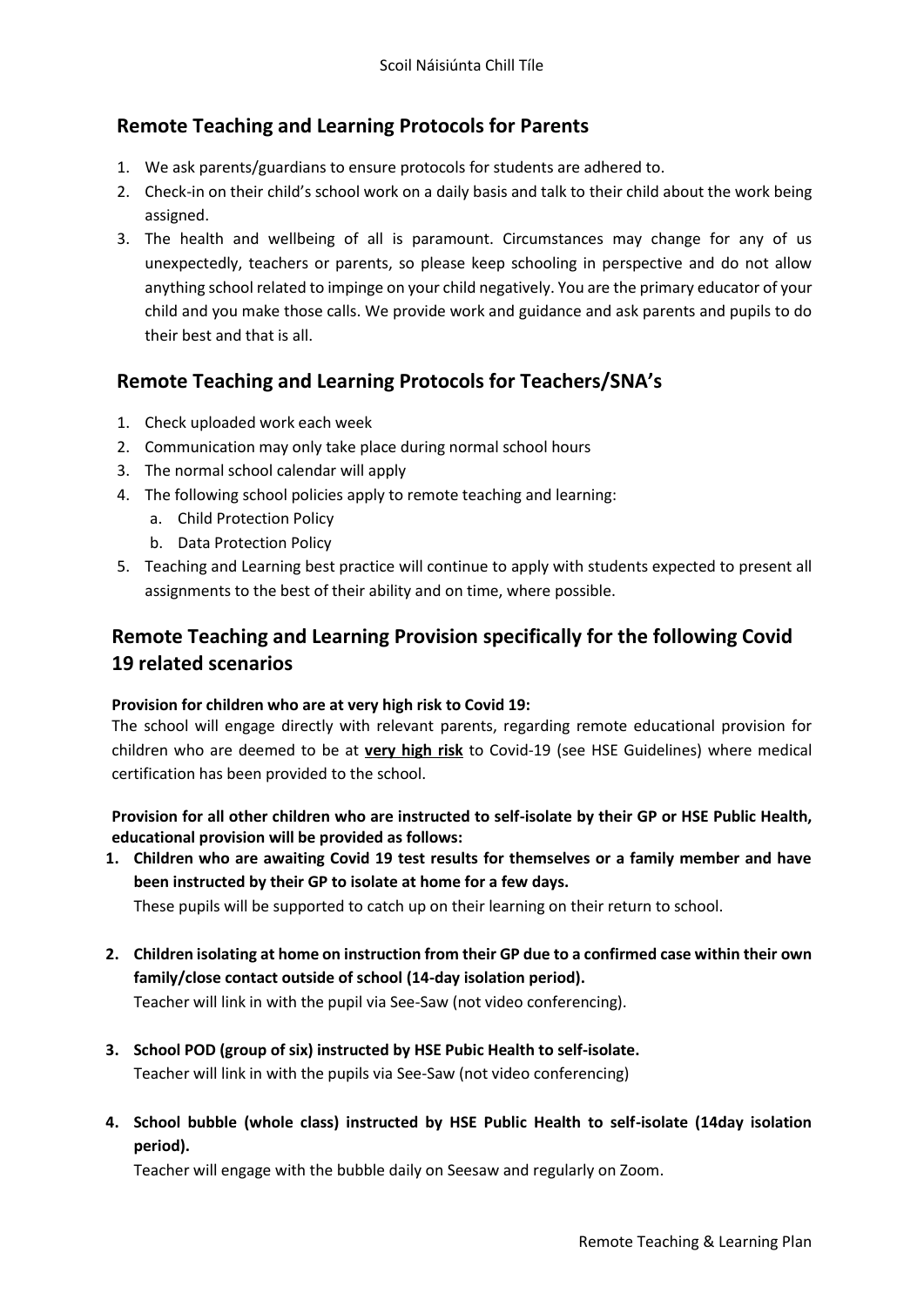## Remote Teaching and Learning Protocols for Parents

1. We ask parents/guardians to ensure protocols for students are adhered to.
2. Check-in on their child's school work on a daily basis and talk to their child about the work being assigned.
3. The health and wellbeing of all is paramount. Circumstances may change for any of us unexpectedly, teachers or parents, so please keep schooling in perspective and do not allow anything school related to impinge on your child negatively. You are the primary educator of your child and you make those calls. We provide work and guidance and ask parents and pupils to do their best and that is all.

## Remote Teaching and Learning Protocols for Teachers/SNA's

1. Check uploaded work each week
2. Communication may only take place during normal school hours
3. The normal school calendar will apply
4. The following school policies apply to remote teaching and learning:
   a. Child Protection Policy
   b. Data Protection Policy
5. Teaching and Learning best practice will continue to apply with students expected to present all assignments to the best of their ability and on time, where possible.

## Remote Teaching and Learning Provision specifically for the following Covid 19 related scenarios

**Provision for children who are at very high risk to Covid 19:**
The school will engage directly with relevant parents, regarding remote educational provision for children who are deemed to be at **very high risk** to Covid-19 (see HSE Guidelines) where medical certification has been provided to the school.

**Provision for all other children who are instructed to self-isolate by their GP or HSE Public Health, educational provision will be provided as follows:**

1. **Children who are awaiting Covid 19 test results for themselves or a family member and have been instructed by their GP to isolate at home for a few days.**
   These pupils will be supported to catch up on their learning on their return to school.

2. **Children isolating at home on instruction from their GP due to a confirmed case within their own family/close contact outside of school (14-day isolation period).**
   Teacher will link in with the pupil via See-Saw (not video conferencing).

3. **School POD (group of six) instructed by HSE Pubic Health to self-isolate.**
   Teacher will link in with the pupils via See-Saw (not video conferencing)

4. **School bubble (whole class) instructed by HSE Public Health to self-isolate (14day isolation period).**
   Teacher will engage with the bubble daily on Seesaw and regularly on Zoom.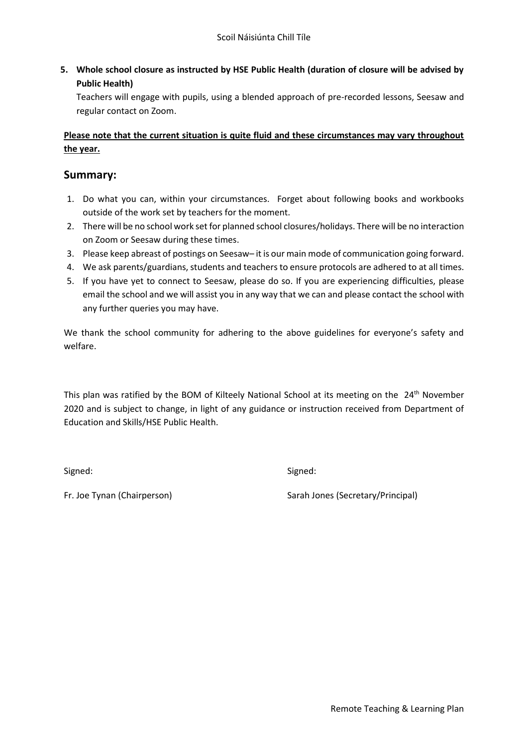5. **Whole school closure as instructed by HSE Public Health (duration of closure will be advised by Public Health)**

   Teachers will engage with pupils, using a blended approach of pre-recorded lessons, Seesaw and regular contact on Zoom.

**Please note that the current situation is quite fluid and these circumstances may vary throughout the year.**

## Summary:

1. Do what you can, within your circumstances. Forget about following books and workbooks outside of the work set by teachers for the moment.
2. There will be no school work set for planned school closures/holidays. There will be no interaction on Zoom or Seesaw during these times.
3. Please keep abreast of postings on Seesaw– it is our main mode of communication going forward.
4. We ask parents/guardians, students and teachers to ensure protocols are adhered to at all times.
5. If you have yet to connect to Seesaw, please do so. If you are experiencing difficulties, please email the school and we will assist you in any way that we can and please contact the school with any further queries you may have.

We thank the school community for adhering to the above guidelines for everyone's safety and welfare.

This plan was ratified by the BOM of Kilteely National School at its meeting on the 24th November 2020 and is subject to change, in light of any guidance or instruction received from Department of Education and Skills/HSE Public Health.

Signed:

Fr. Joe Tynan (Chairperson)

Signed:

Sarah Jones (Secretary/Principal)